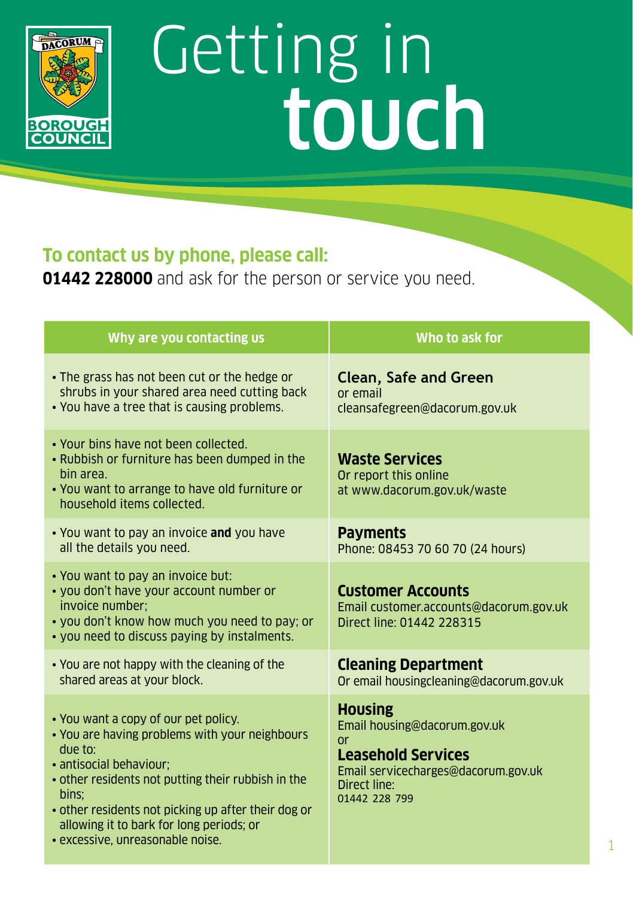# Getting in touch

## To contact us by phone, please call:

**01442 228000** and ask for the person or service you need.

| Why are you contacting us | Who to ask for |
| --- | --- |
| • The grass has not been cut or the hedge or shrubs in your shared area need cutting back<br>• You have a tree that is causing problems. | **Clean, Safe and Green**<br>or email<br>cleansafegreen@dacorum.gov.uk |
| • Your bins have not been collected.<br>• Rubbish or furniture has been dumped in the bin area.<br>• You want to arrange to have old furniture or household items collected. | **Waste Services**<br>Or report this online at www.dacorum.gov.uk/waste |
| • You want to pay an invoice **and** you have all the details you need. | **Payments**<br>Phone: 08453 70 60 70 (24 hours) |
| • You want to pay an invoice but:<br>• you don't have your account number or invoice number;<br>• you don't know how much you need to pay; or<br>• you need to discuss paying by instalments. | **Customer Accounts**<br>Email customer.accounts@dacorum.gov.uk<br>Direct line: 01442 228315 |
| • You are not happy with the cleaning of the shared areas at your block. | **Cleaning Department**<br>Or email housingcleaning@dacorum.gov.uk |
| • You want a copy of our pet policy.<br>• You are having problems with your neighbours due to:<br>• antisocial behaviour;<br>• other residents not putting their rubbish in the bins;<br>• other residents not picking up after their dog or allowing it to bark for long periods; or<br>• excessive, unreasonable noise. | **Housing**<br>Email housing@dacorum.gov.uk<br>or<br>**Leasehold Services**<br>Email servicecharges@dacorum.gov.uk<br>Direct line:<br>01442 228 799 |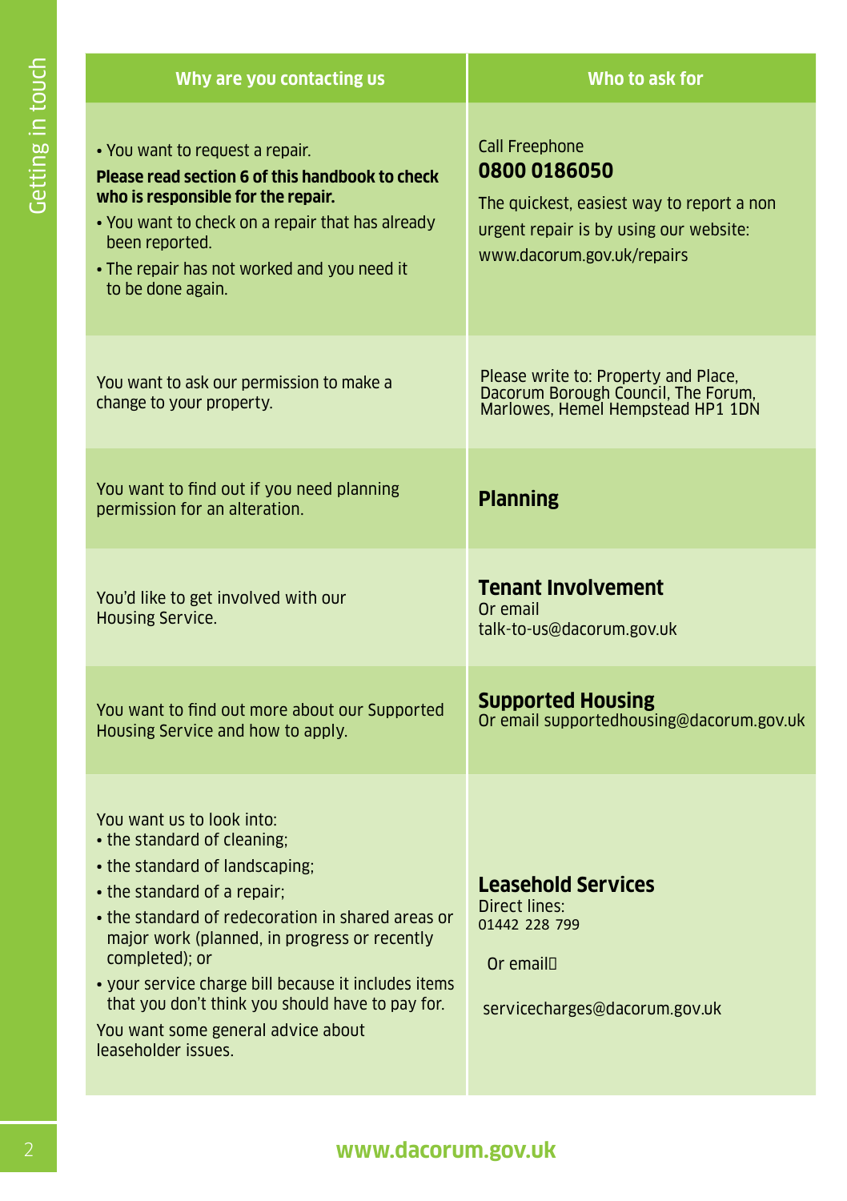| Why are you contacting us | Who to ask for |
| --- | --- |
| • You want to request a repair.<br>**Please read section 6 of this handbook to check who is responsible for the repair.**<br>• You want to check on a repair that has already been reported.<br>• The repair has not worked and you need it to be done again. | Call Freephone<br>**0800 0186050**<br>The quickest, easiest way to report a non urgent repair is by using our website: www.dacorum.gov.uk/repairs |
| You want to ask our permission to make a change to your property. | Please write to: Property and Place, Dacorum Borough Council, The Forum, Marlowes, Hemel Hempstead HP1 1DN |
| You want to find out if you need planning permission for an alteration. | **Planning** |
| You'd like to get involved with our Housing Service. | **Tenant Involvement**<br>Or email<br>talk-to-us@dacorum.gov.uk |
| You want to find out more about our Supported Housing Service and how to apply. | **Supported Housing**<br>Or email supportedhousing@dacorum.gov.uk |
| You want us to look into:<br>• the standard of cleaning;<br>• the standard of landscaping;<br>• the standard of a repair;<br>• the standard of redecoration in shared areas or major work (planned, in progress or recently completed); or<br>• your service charge bill because it includes items that you don't think you should have to pay for.<br>You want some general advice about leaseholder issues. | **Leasehold Services**<br>Direct lines:<br>01442 228 799<br>Or email<br>servicecharges@dacorum.gov.uk |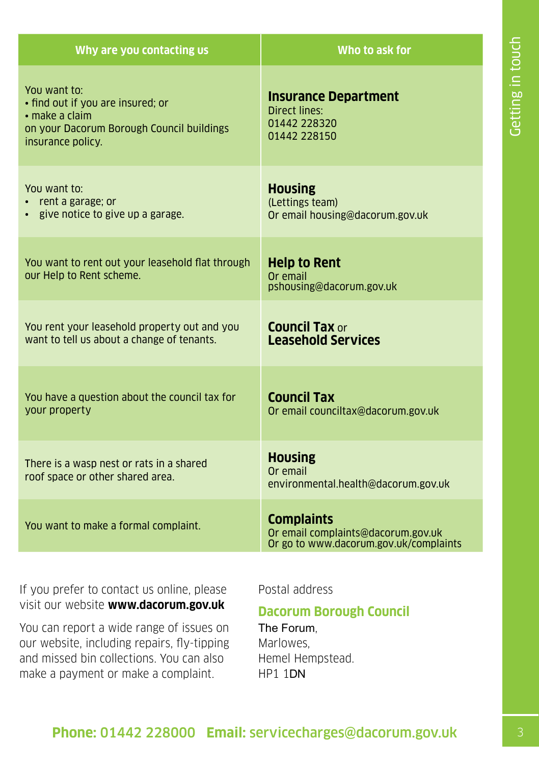| Why are you contacting us | Who to ask for |
|---|---|
| You want to:<br>• find out if you are insured; or<br>• make a claim<br>on your Dacorum Borough Council buildings insurance policy. | **Insurance Department**<br>Direct lines:<br>01442 228320<br>01442 228150 |
| You want to:<br>• rent a garage; or<br>• give notice to give up a garage. | **Housing**<br>(Lettings team)<br>Or email housing@dacorum.gov.uk |
| You want to rent out your leasehold flat through our Help to Rent scheme. | **Help to Rent**<br>Or email<br>pshousing@dacorum.gov.uk |
| You rent your leasehold property out and you want to tell us about a change of tenants. | **Council Tax** or<br>**Leasehold Services** |
| You have a question about the council tax for your property | **Council Tax**<br>Or email counciltax@dacorum.gov.uk |
| There is a wasp nest or rats in a shared roof space or other shared area. | **Housing**<br>Or email<br>environmental.health@dacorum.gov.uk |
| You want to make a formal complaint. | **Complaints**<br>Or email complaints@dacorum.gov.uk<br>Or go to www.dacorum.gov.uk/complaints |

If you prefer to contact us online, please visit our website **www.dacorum.gov.uk**

You can report a wide range of issues on our website, including repairs, fly-tipping and missed bin collections. You can also make a payment or make a complaint.

Postal address

**Dacorum Borough Council**
The Forum,
Marlowes,
Hemel Hempstead.
HP1 1DN

**Phone:** 01442 228000 **Email:** servicecharges@dacorum.gov.uk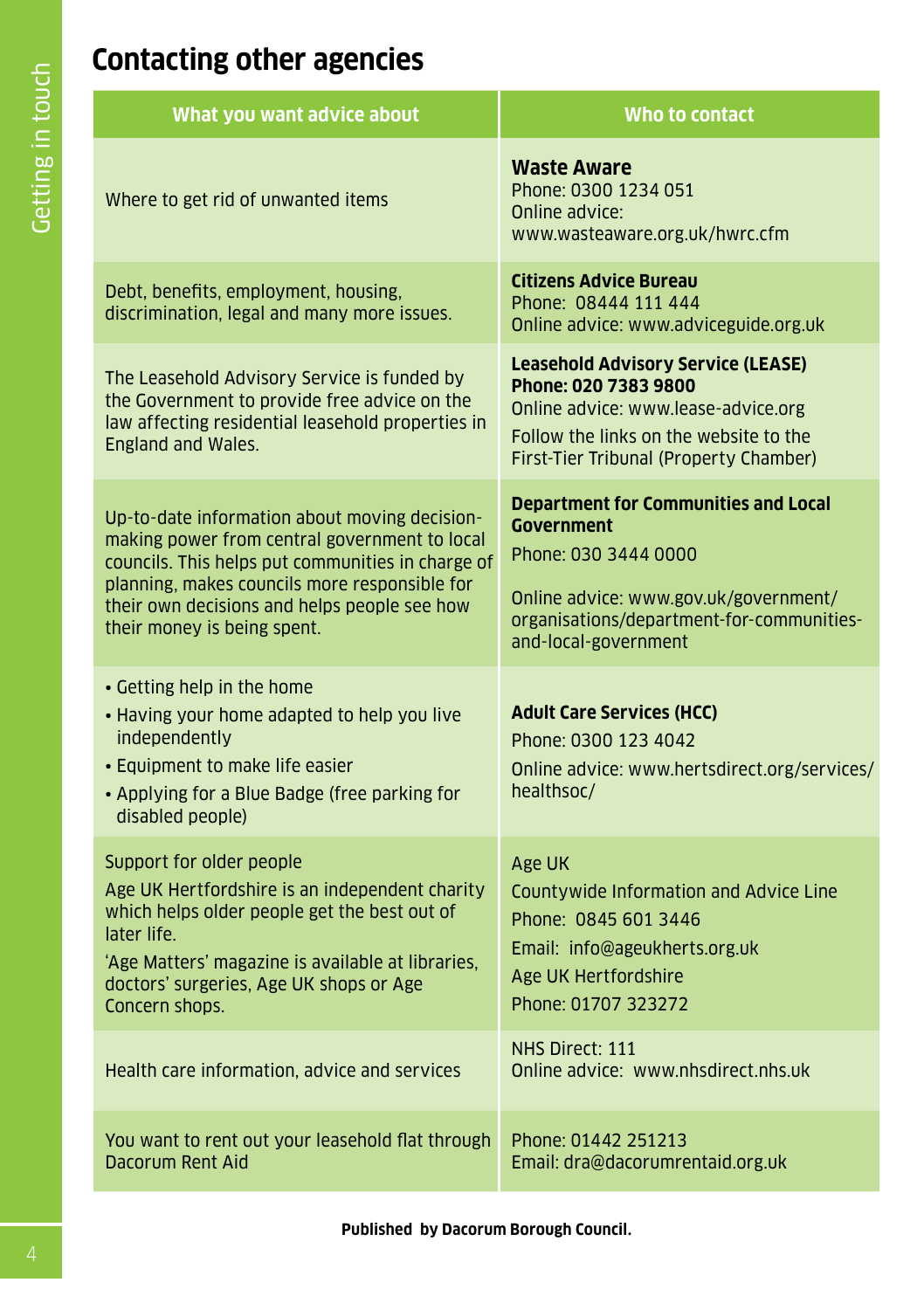# Contacting other agencies

| What you want advice about | Who to contact |
|---|---|
| Where to get rid of unwanted items | **Waste Aware**<br>Phone: 0300 1234 051<br>Online advice: www.wasteaware.org.uk/hwrc.cfm |
| Debt, benefits, employment, housing, discrimination, legal and many more issues. | **Citizens Advice Bureau**<br>Phone: 08444 111 444<br>Online advice: www.adviceguide.org.uk |
| The Leasehold Advisory Service is funded by the Government to provide free advice on the law affecting residential leasehold properties in England and Wales. | **Leasehold Advisory Service (LEASE)**<br>**Phone: 020 7383 9800**<br>Online advice: www.lease-advice.org<br>Follow the links on the website to the First-Tier Tribunal (Property Chamber) |
| Up-to-date information about moving decision-making power from central government to local councils. This helps put communities in charge of planning, makes councils more responsible for their own decisions and helps people see how their money is being spent. | **Department for Communities and Local Government**<br>Phone: 030 3444 0000<br>Online advice: www.gov.uk/government/organisations/department-for-communities-and-local-government |
| • Getting help in the home<br>• Having your home adapted to help you live independently<br>• Equipment to make life easier<br>• Applying for a Blue Badge (free parking for disabled people) | **Adult Care Services (HCC)**<br>Phone: 0300 123 4042<br>Online advice: www.hertsdirect.org/services/healthsoc/ |
| Support for older people<br>Age UK Hertfordshire is an independent charity which helps older people get the best out of later life.<br>'Age Matters' magazine is available at libraries, doctors' surgeries, Age UK shops or Age Concern shops. | Age UK<br>Countywide Information and Advice Line<br>Phone: 0845 601 3446<br>Email: info@ageukherts.org.uk<br>Age UK Hertfordshire<br>Phone: 01707 323272 |
| Health care information, advice and services | NHS Direct: 111<br>Online advice: www.nhsdirect.nhs.uk |
| You want to rent out your leasehold flat through Dacorum Rent Aid | Phone: 01442 251213<br>Email: dra@dacorumrentaid.org.uk |

**Published by Dacorum Borough Council.**